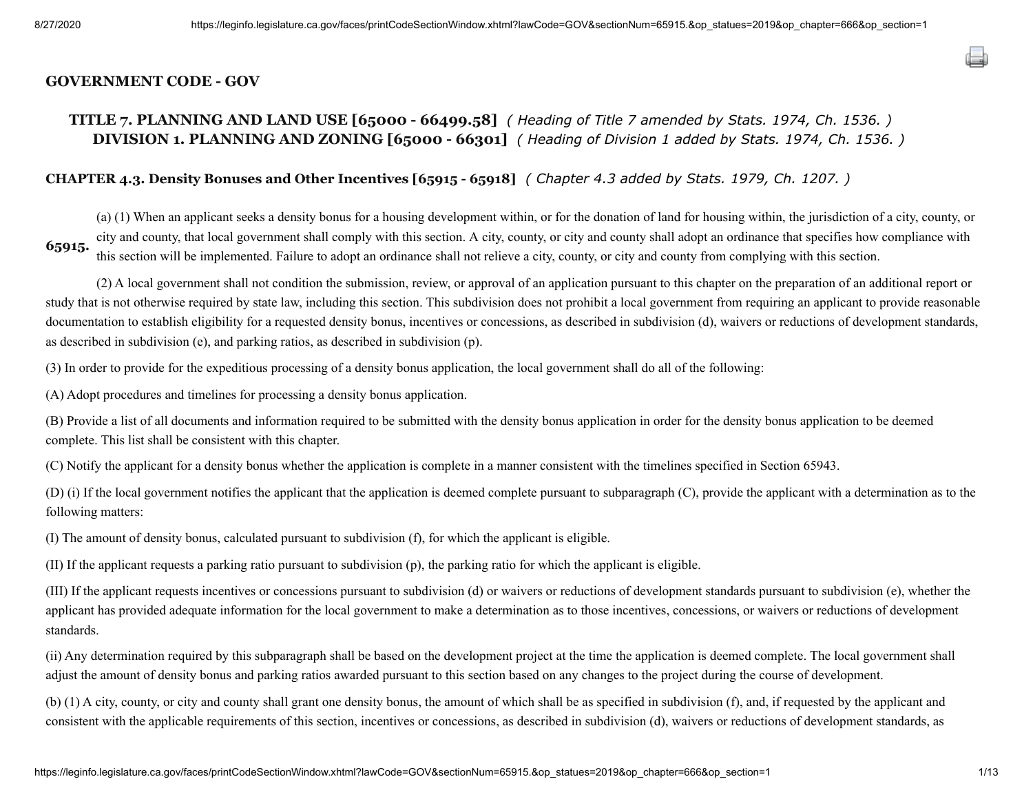## GOVERNMENT CODE - GOV

### TITLE 7. PLANNING AND LAND USE [65000 - 66499.58] *( Heading of Title 7 amended by Stats. 1974, Ch. 1536. )*

### DIVISION 1. PLANNING AND ZONING [65000 - 66301] *( Heading of Division 1 added by Stats. 1974, Ch. 1536. )*

### CHAPTER 4.3. Density Bonuses and Other Incentives [65915 - 65918] *( Chapter 4.3 added by Stats. 1979, Ch. 1207. )*

**65915.** (a) (1) When an applicant seeks a density bonus for a housing development within, or for the donation of land for housing within, the jurisdiction of a city, county, or city and county, that local government shall comply with this section. A city, county, or city and county shall adopt an ordinance that specifies how compliance with this section will be implemented. Failure to adopt an ordinance shall not relieve a city, county, or city and county from complying with this section.

(2) A local government shall not condition the submission, review, or approval of an application pursuant to this chapter on the preparation of an additional report or study that is not otherwise required by state law, including this section. This subdivision does not prohibit a local government from requiring an applicant to provide reasonable documentation to establish eligibility for a requested density bonus, incentives or concessions, as described in subdivision (d), waivers or reductions of development standards, as described in subdivision (e), and parking ratios, as described in subdivision (p).

(3) In order to provide for the expeditious processing of a density bonus application, the local government shall do all of the following:

(A) Adopt procedures and timelines for processing a density bonus application.

(B) Provide a list of all documents and information required to be submitted with the density bonus application in order for the density bonus application to be deemed complete. This list shall be consistent with this chapter.

(C) Notify the applicant for a density bonus whether the application is complete in a manner consistent with the timelines specified in Section 65943.

(D) (i) If the local government notifies the applicant that the application is deemed complete pursuant to subparagraph (C), provide the applicant with a determination as to the following matters:

(I) The amount of density bonus, calculated pursuant to subdivision (f), for which the applicant is eligible.

(II) If the applicant requests a parking ratio pursuant to subdivision (p), the parking ratio for which the applicant is eligible.

(III) If the applicant requests incentives or concessions pursuant to subdivision (d) or waivers or reductions of development standards pursuant to subdivision (e), whether the applicant has provided adequate information for the local government to make a determination as to those incentives, concessions, or waivers or reductions of development standards.

(ii) Any determination required by this subparagraph shall be based on the development project at the time the application is deemed complete. The local government shall adjust the amount of density bonus and parking ratios awarded pursuant to this section based on any changes to the project during the course of development.

(b) (1) A city, county, or city and county shall grant one density bonus, the amount of which shall be as specified in subdivision (f), and, if requested by the applicant and consistent with the applicable requirements of this section, incentives or concessions, as described in subdivision (d), waivers or reductions of development standards, as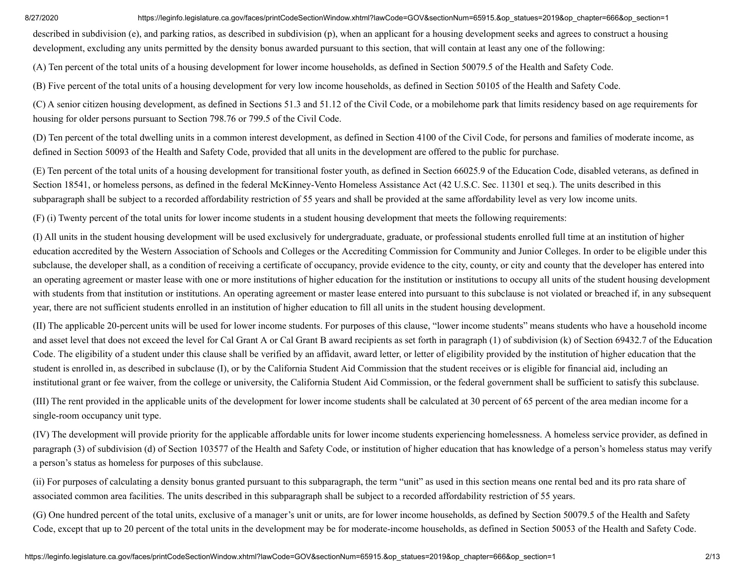described in subdivision (e), and parking ratios, as described in subdivision (p), when an applicant for a housing development seeks and agrees to construct a housing development, excluding any units permitted by the density bonus awarded pursuant to this section, that will contain at least any one of the following:

(A) Ten percent of the total units of a housing development for lower income households, as defined in Section 50079.5 of the Health and Safety Code.

(B) Five percent of the total units of a housing development for very low income households, as defined in Section 50105 of the Health and Safety Code.

(C) A senior citizen housing development, as defined in Sections 51.3 and 51.12 of the Civil Code, or a mobilehome park that limits residency based on age requirements for housing for older persons pursuant to Section 798.76 or 799.5 of the Civil Code.

(D) Ten percent of the total dwelling units in a common interest development, as defined in Section 4100 of the Civil Code, for persons and families of moderate income, as defined in Section 50093 of the Health and Safety Code, provided that all units in the development are offered to the public for purchase.

(E) Ten percent of the total units of a housing development for transitional foster youth, as defined in Section 66025.9 of the Education Code, disabled veterans, as defined in Section 18541, or homeless persons, as defined in the federal McKinney-Vento Homeless Assistance Act (42 U.S.C. Sec. 11301 et seq.). The units described in this subparagraph shall be subject to a recorded affordability restriction of 55 years and shall be provided at the same affordability level as very low income units.

(F) (i) Twenty percent of the total units for lower income students in a student housing development that meets the following requirements:

(I) All units in the student housing development will be used exclusively for undergraduate, graduate, or professional students enrolled full time at an institution of higher education accredited by the Western Association of Schools and Colleges or the Accrediting Commission for Community and Junior Colleges. In order to be eligible under this subclause, the developer shall, as a condition of receiving a certificate of occupancy, provide evidence to the city, county, or city and county that the developer has entered into an operating agreement or master lease with one or more institutions of higher education for the institution or institutions to occupy all units of the student housing development with students from that institution or institutions. An operating agreement or master lease entered into pursuant to this subclause is not violated or breached if, in any subsequent year, there are not sufficient students enrolled in an institution of higher education to fill all units in the student housing development.

(II) The applicable 20-percent units will be used for lower income students. For purposes of this clause, "lower income students" means students who have a household income and asset level that does not exceed the level for Cal Grant A or Cal Grant B award recipients as set forth in paragraph (1) of subdivision (k) of Section 69432.7 of the Education Code. The eligibility of a student under this clause shall be verified by an affidavit, award letter, or letter of eligibility provided by the institution of higher education that the student is enrolled in, as described in subclause (I), or by the California Student Aid Commission that the student receives or is eligible for financial aid, including an institutional grant or fee waiver, from the college or university, the California Student Aid Commission, or the federal government shall be sufficient to satisfy this subclause.

(III) The rent provided in the applicable units of the development for lower income students shall be calculated at 30 percent of 65 percent of the area median income for a single-room occupancy unit type.

(IV) The development will provide priority for the applicable affordable units for lower income students experiencing homelessness. A homeless service provider, as defined in paragraph (3) of subdivision (d) of Section 103577 of the Health and Safety Code, or institution of higher education that has knowledge of a person's homeless status may verify a person's status as homeless for purposes of this subclause.

(ii) For purposes of calculating a density bonus granted pursuant to this subparagraph, the term "unit" as used in this section means one rental bed and its pro rata share of associated common area facilities. The units described in this subparagraph shall be subject to a recorded affordability restriction of 55 years.

(G) One hundred percent of the total units, exclusive of a manager's unit or units, are for lower income households, as defined by Section 50079.5 of the Health and Safety Code, except that up to 20 percent of the total units in the development may be for moderate-income households, as defined in Section 50053 of the Health and Safety Code.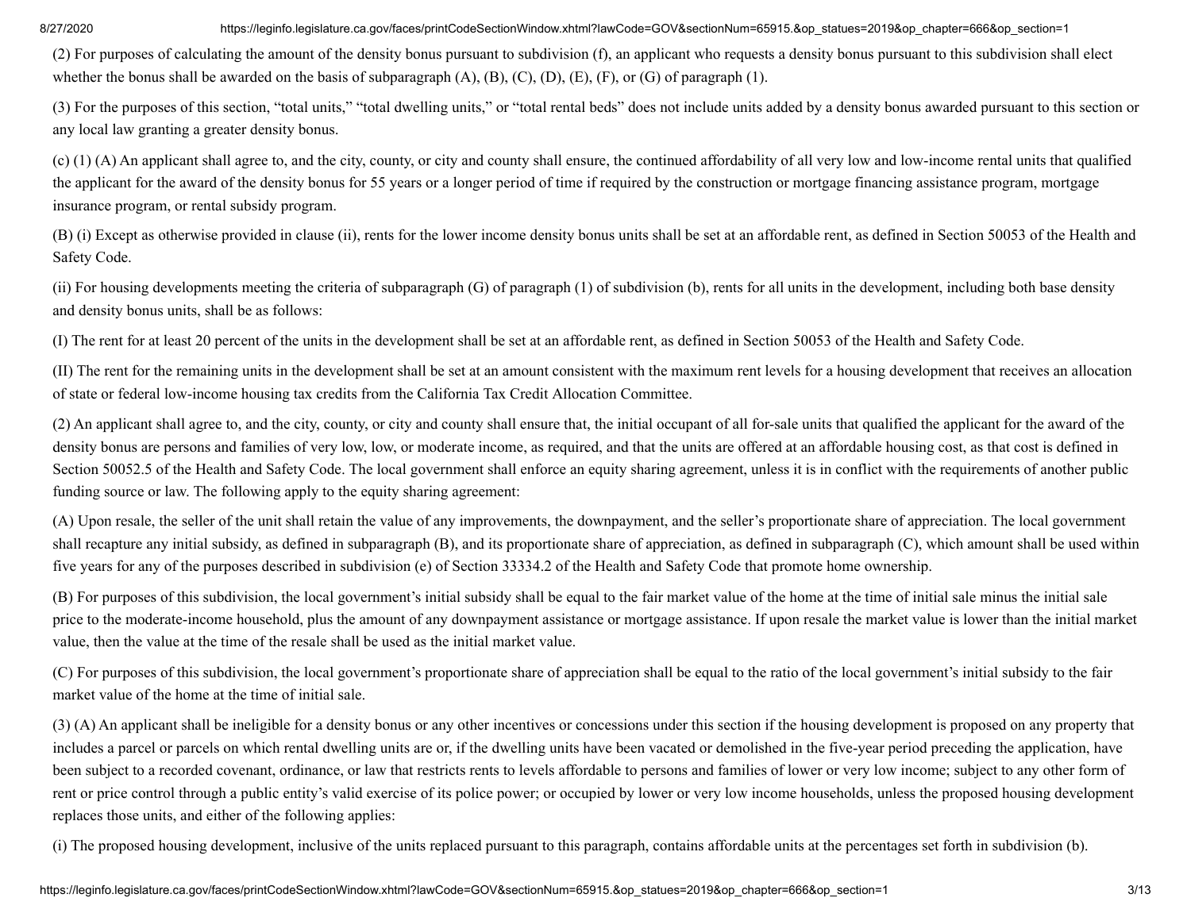(2) For purposes of calculating the amount of the density bonus pursuant to subdivision (f), an applicant who requests a density bonus pursuant to this subdivision shall elect whether the bonus shall be awarded on the basis of subparagraph (A), (B), (C), (D), (E), (F), or (G) of paragraph (1).

(3) For the purposes of this section, "total units," "total dwelling units," or "total rental beds" does not include units added by a density bonus awarded pursuant to this section or any local law granting a greater density bonus.

(c) (1) (A) An applicant shall agree to, and the city, county, or city and county shall ensure, the continued affordability of all very low and low-income rental units that qualified the applicant for the award of the density bonus for 55 years or a longer period of time if required by the construction or mortgage financing assistance program, mortgage insurance program, or rental subsidy program.

(B) (i) Except as otherwise provided in clause (ii), rents for the lower income density bonus units shall be set at an affordable rent, as defined in Section 50053 of the Health and Safety Code.

(ii) For housing developments meeting the criteria of subparagraph (G) of paragraph (1) of subdivision (b), rents for all units in the development, including both base density and density bonus units, shall be as follows:

(I) The rent for at least 20 percent of the units in the development shall be set at an affordable rent, as defined in Section 50053 of the Health and Safety Code.

(II) The rent for the remaining units in the development shall be set at an amount consistent with the maximum rent levels for a housing development that receives an allocation of state or federal low-income housing tax credits from the California Tax Credit Allocation Committee.

(2) An applicant shall agree to, and the city, county, or city and county shall ensure that, the initial occupant of all for-sale units that qualified the applicant for the award of the density bonus are persons and families of very low, low, or moderate income, as required, and that the units are offered at an affordable housing cost, as that cost is defined in Section 50052.5 of the Health and Safety Code. The local government shall enforce an equity sharing agreement, unless it is in conflict with the requirements of another public funding source or law. The following apply to the equity sharing agreement:

(A) Upon resale, the seller of the unit shall retain the value of any improvements, the downpayment, and the seller's proportionate share of appreciation. The local government shall recapture any initial subsidy, as defined in subparagraph (B), and its proportionate share of appreciation, as defined in subparagraph (C), which amount shall be used within five years for any of the purposes described in subdivision (e) of Section 33334.2 of the Health and Safety Code that promote home ownership.

(B) For purposes of this subdivision, the local government's initial subsidy shall be equal to the fair market value of the home at the time of initial sale minus the initial sale price to the moderate-income household, plus the amount of any downpayment assistance or mortgage assistance. If upon resale the market value is lower than the initial market value, then the value at the time of the resale shall be used as the initial market value.

(C) For purposes of this subdivision, the local government's proportionate share of appreciation shall be equal to the ratio of the local government's initial subsidy to the fair market value of the home at the time of initial sale.

(3) (A) An applicant shall be ineligible for a density bonus or any other incentives or concessions under this section if the housing development is proposed on any property that includes a parcel or parcels on which rental dwelling units are or, if the dwelling units have been vacated or demolished in the five-year period preceding the application, have been subject to a recorded covenant, ordinance, or law that restricts rents to levels affordable to persons and families of lower or very low income; subject to any other form of rent or price control through a public entity's valid exercise of its police power; or occupied by lower or very low income households, unless the proposed housing development replaces those units, and either of the following applies:

(i) The proposed housing development, inclusive of the units replaced pursuant to this paragraph, contains affordable units at the percentages set forth in subdivision (b).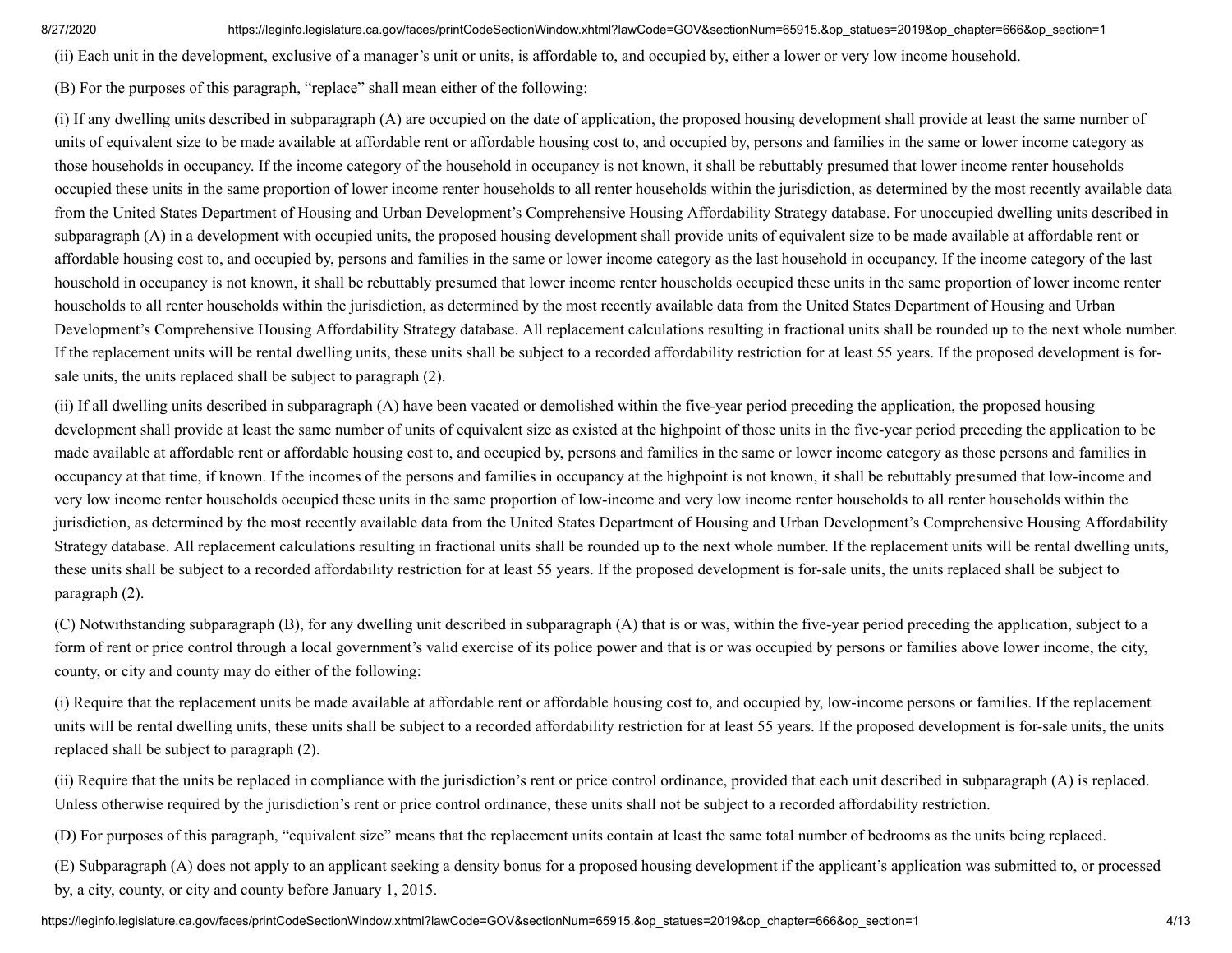(ii) Each unit in the development, exclusive of a manager's unit or units, is affordable to, and occupied by, either a lower or very low income household.

(B) For the purposes of this paragraph, "replace" shall mean either of the following:

(i) If any dwelling units described in subparagraph (A) are occupied on the date of application, the proposed housing development shall provide at least the same number of units of equivalent size to be made available at affordable rent or affordable housing cost to, and occupied by, persons and families in the same or lower income category as those households in occupancy. If the income category of the household in occupancy is not known, it shall be rebuttably presumed that lower income renter households occupied these units in the same proportion of lower income renter households to all renter households within the jurisdiction, as determined by the most recently available data from the United States Department of Housing and Urban Development's Comprehensive Housing Affordability Strategy database. For unoccupied dwelling units described in subparagraph (A) in a development with occupied units, the proposed housing development shall provide units of equivalent size to be made available at affordable rent or affordable housing cost to, and occupied by, persons and families in the same or lower income category as the last household in occupancy. If the income category of the last household in occupancy is not known, it shall be rebuttably presumed that lower income renter households occupied these units in the same proportion of lower income renter households to all renter households within the jurisdiction, as determined by the most recently available data from the United States Department of Housing and Urban Development's Comprehensive Housing Affordability Strategy database. All replacement calculations resulting in fractional units shall be rounded up to the next whole number. If the replacement units will be rental dwelling units, these units shall be subject to a recorded affordability restriction for at least 55 years. If the proposed development is for-sale units, the units replaced shall be subject to paragraph (2).

(ii) If all dwelling units described in subparagraph (A) have been vacated or demolished within the five-year period preceding the application, the proposed housing development shall provide at least the same number of units of equivalent size as existed at the highpoint of those units in the five-year period preceding the application to be made available at affordable rent or affordable housing cost to, and occupied by, persons and families in the same or lower income category as those persons and families in occupancy at that time, if known. If the incomes of the persons and families in occupancy at the highpoint is not known, it shall be rebuttably presumed that low-income and very low income renter households occupied these units in the same proportion of low-income and very low income renter households to all renter households within the jurisdiction, as determined by the most recently available data from the United States Department of Housing and Urban Development's Comprehensive Housing Affordability Strategy database. All replacement calculations resulting in fractional units shall be rounded up to the next whole number. If the replacement units will be rental dwelling units, these units shall be subject to a recorded affordability restriction for at least 55 years. If the proposed development is for-sale units, the units replaced shall be subject to paragraph (2).

(C) Notwithstanding subparagraph (B), for any dwelling unit described in subparagraph (A) that is or was, within the five-year period preceding the application, subject to a form of rent or price control through a local government's valid exercise of its police power and that is or was occupied by persons or families above lower income, the city, county, or city and county may do either of the following:

(i) Require that the replacement units be made available at affordable rent or affordable housing cost to, and occupied by, low-income persons or families. If the replacement units will be rental dwelling units, these units shall be subject to a recorded affordability restriction for at least 55 years. If the proposed development is for-sale units, the units replaced shall be subject to paragraph (2).

(ii) Require that the units be replaced in compliance with the jurisdiction's rent or price control ordinance, provided that each unit described in subparagraph (A) is replaced. Unless otherwise required by the jurisdiction's rent or price control ordinance, these units shall not be subject to a recorded affordability restriction.

(D) For purposes of this paragraph, "equivalent size" means that the replacement units contain at least the same total number of bedrooms as the units being replaced.

(E) Subparagraph (A) does not apply to an applicant seeking a density bonus for a proposed housing development if the applicant's application was submitted to, or processed by, a city, county, or city and county before January 1, 2015.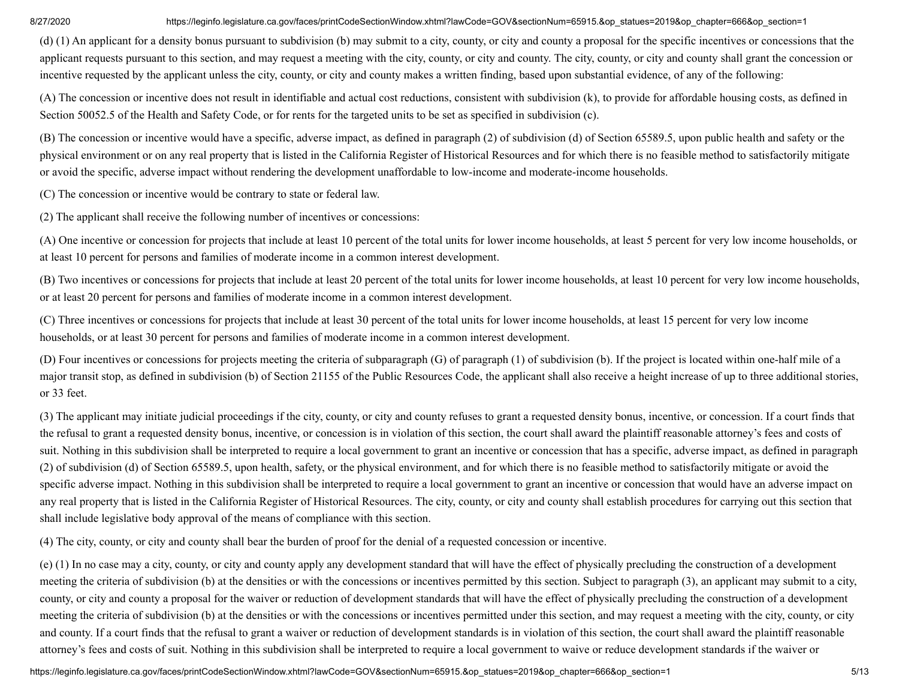(d) (1) An applicant for a density bonus pursuant to subdivision (b) may submit to a city, county, or city and county a proposal for the specific incentives or concessions that the applicant requests pursuant to this section, and may request a meeting with the city, county, or city and county. The city, county, or city and county shall grant the concession or incentive requested by the applicant unless the city, county, or city and county makes a written finding, based upon substantial evidence, of any of the following:

(A) The concession or incentive does not result in identifiable and actual cost reductions, consistent with subdivision (k), to provide for affordable housing costs, as defined in Section 50052.5 of the Health and Safety Code, or for rents for the targeted units to be set as specified in subdivision (c).

(B) The concession or incentive would have a specific, adverse impact, as defined in paragraph (2) of subdivision (d) of Section 65589.5, upon public health and safety or the physical environment or on any real property that is listed in the California Register of Historical Resources and for which there is no feasible method to satisfactorily mitigate or avoid the specific, adverse impact without rendering the development unaffordable to low-income and moderate-income households.

(C) The concession or incentive would be contrary to state or federal law.

(2) The applicant shall receive the following number of incentives or concessions:

(A) One incentive or concession for projects that include at least 10 percent of the total units for lower income households, at least 5 percent for very low income households, or at least 10 percent for persons and families of moderate income in a common interest development.

(B) Two incentives or concessions for projects that include at least 20 percent of the total units for lower income households, at least 10 percent for very low income households, or at least 20 percent for persons and families of moderate income in a common interest development.

(C) Three incentives or concessions for projects that include at least 30 percent of the total units for lower income households, at least 15 percent for very low income households, or at least 30 percent for persons and families of moderate income in a common interest development.

(D) Four incentives or concessions for projects meeting the criteria of subparagraph (G) of paragraph (1) of subdivision (b). If the project is located within one-half mile of a major transit stop, as defined in subdivision (b) of Section 21155 of the Public Resources Code, the applicant shall also receive a height increase of up to three additional stories, or 33 feet.

(3) The applicant may initiate judicial proceedings if the city, county, or city and county refuses to grant a requested density bonus, incentive, or concession. If a court finds that the refusal to grant a requested density bonus, incentive, or concession is in violation of this section, the court shall award the plaintiff reasonable attorney's fees and costs of suit. Nothing in this subdivision shall be interpreted to require a local government to grant an incentive or concession that has a specific, adverse impact, as defined in paragraph (2) of subdivision (d) of Section 65589.5, upon health, safety, or the physical environment, and for which there is no feasible method to satisfactorily mitigate or avoid the specific adverse impact. Nothing in this subdivision shall be interpreted to require a local government to grant an incentive or concession that would have an adverse impact on any real property that is listed in the California Register of Historical Resources. The city, county, or city and county shall establish procedures for carrying out this section that shall include legislative body approval of the means of compliance with this section.

(4) The city, county, or city and county shall bear the burden of proof for the denial of a requested concession or incentive.

(e) (1) In no case may a city, county, or city and county apply any development standard that will have the effect of physically precluding the construction of a development meeting the criteria of subdivision (b) at the densities or with the concessions or incentives permitted by this section. Subject to paragraph (3), an applicant may submit to a city, county, or city and county a proposal for the waiver or reduction of development standards that will have the effect of physically precluding the construction of a development meeting the criteria of subdivision (b) at the densities or with the concessions or incentives permitted under this section, and may request a meeting with the city, county, or city and county. If a court finds that the refusal to grant a waiver or reduction of development standards is in violation of this section, the court shall award the plaintiff reasonable attorney's fees and costs of suit. Nothing in this subdivision shall be interpreted to require a local government to waive or reduce development standards if the waiver or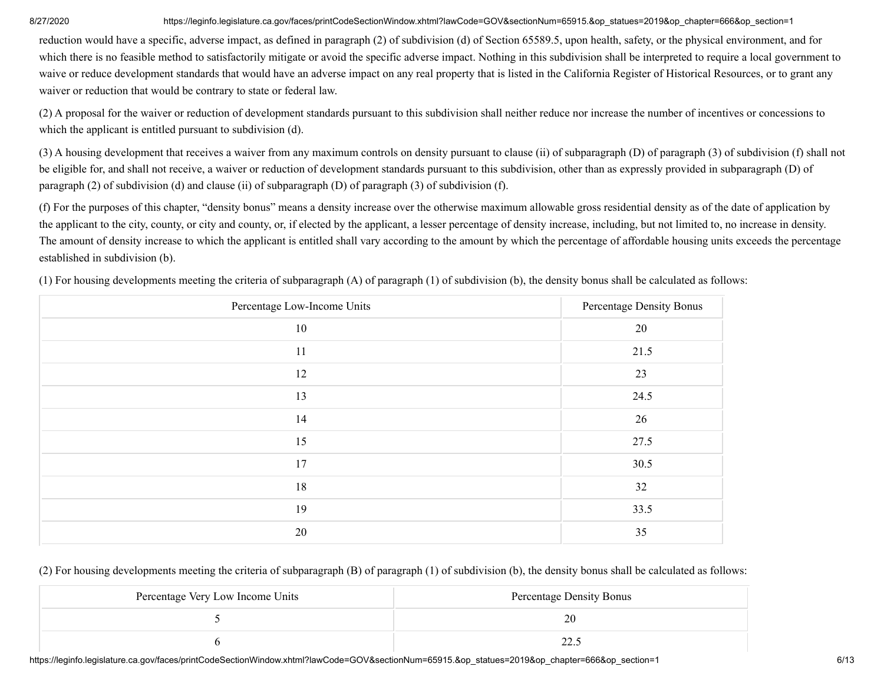reduction would have a specific, adverse impact, as defined in paragraph (2) of subdivision (d) of Section 65589.5, upon health, safety, or the physical environment, and for which there is no feasible method to satisfactorily mitigate or avoid the specific adverse impact. Nothing in this subdivision shall be interpreted to require a local government to waive or reduce development standards that would have an adverse impact on any real property that is listed in the California Register of Historical Resources, or to grant any waiver or reduction that would be contrary to state or federal law.

(2) A proposal for the waiver or reduction of development standards pursuant to this subdivision shall neither reduce nor increase the number of incentives or concessions to which the applicant is entitled pursuant to subdivision (d).

(3) A housing development that receives a waiver from any maximum controls on density pursuant to clause (ii) of subparagraph (D) of paragraph (3) of subdivision (f) shall not be eligible for, and shall not receive, a waiver or reduction of development standards pursuant to this subdivision, other than as expressly provided in subparagraph (D) of paragraph (2) of subdivision (d) and clause (ii) of subparagraph (D) of paragraph (3) of subdivision (f).

(f) For the purposes of this chapter, "density bonus" means a density increase over the otherwise maximum allowable gross residential density as of the date of application by the applicant to the city, county, or city and county, or, if elected by the applicant, a lesser percentage of density increase, including, but not limited to, no increase in density. The amount of density increase to which the applicant is entitled shall vary according to the amount by which the percentage of affordable housing units exceeds the percentage established in subdivision (b).

(1) For housing developments meeting the criteria of subparagraph (A) of paragraph (1) of subdivision (b), the density bonus shall be calculated as follows:

| Percentage Low-Income Units | Percentage Density Bonus |
|---|---|
| 10 | 20 |
| 11 | 21.5 |
| 12 | 23 |
| 13 | 24.5 |
| 14 | 26 |
| 15 | 27.5 |
| 17 | 30.5 |
| 18 | 32 |
| 19 | 33.5 |
| 20 | 35 |

(2) For housing developments meeting the criteria of subparagraph (B) of paragraph (1) of subdivision (b), the density bonus shall be calculated as follows:

| Percentage Very Low Income Units | Percentage Density Bonus |
|---|---|
| 5 | 20 |
| 6 | 22.5 |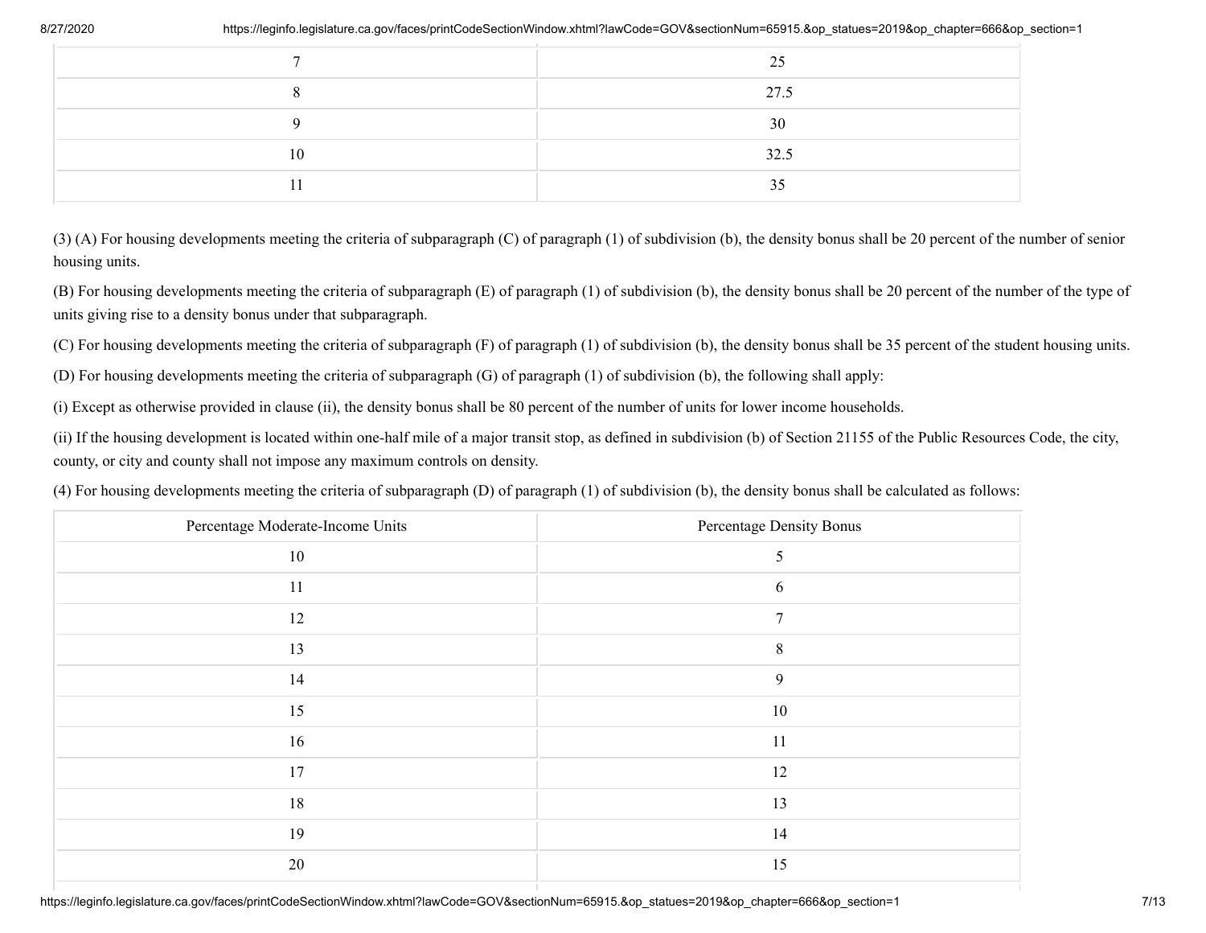| | |
|---|---|
| 7 | 25 |
| 8 | 27.5 |
| 9 | 30 |
| 10 | 32.5 |
| 11 | 35 |

(3) (A) For housing developments meeting the criteria of subparagraph (C) of paragraph (1) of subdivision (b), the density bonus shall be 20 percent of the number of senior housing units.

(B) For housing developments meeting the criteria of subparagraph (E) of paragraph (1) of subdivision (b), the density bonus shall be 20 percent of the number of the type of units giving rise to a density bonus under that subparagraph.

(C) For housing developments meeting the criteria of subparagraph (F) of paragraph (1) of subdivision (b), the density bonus shall be 35 percent of the student housing units.

(D) For housing developments meeting the criteria of subparagraph (G) of paragraph (1) of subdivision (b), the following shall apply:

(i) Except as otherwise provided in clause (ii), the density bonus shall be 80 percent of the number of units for lower income households.

(ii) If the housing development is located within one-half mile of a major transit stop, as defined in subdivision (b) of Section 21155 of the Public Resources Code, the city, county, or city and county shall not impose any maximum controls on density.

(4) For housing developments meeting the criteria of subparagraph (D) of paragraph (1) of subdivision (b), the density bonus shall be calculated as follows:

| Percentage Moderate-Income Units | Percentage Density Bonus |
|---|---|
| 10 | 5 |
| 11 | 6 |
| 12 | 7 |
| 13 | 8 |
| 14 | 9 |
| 15 | 10 |
| 16 | 11 |
| 17 | 12 |
| 18 | 13 |
| 19 | 14 |
| 20 | 15 |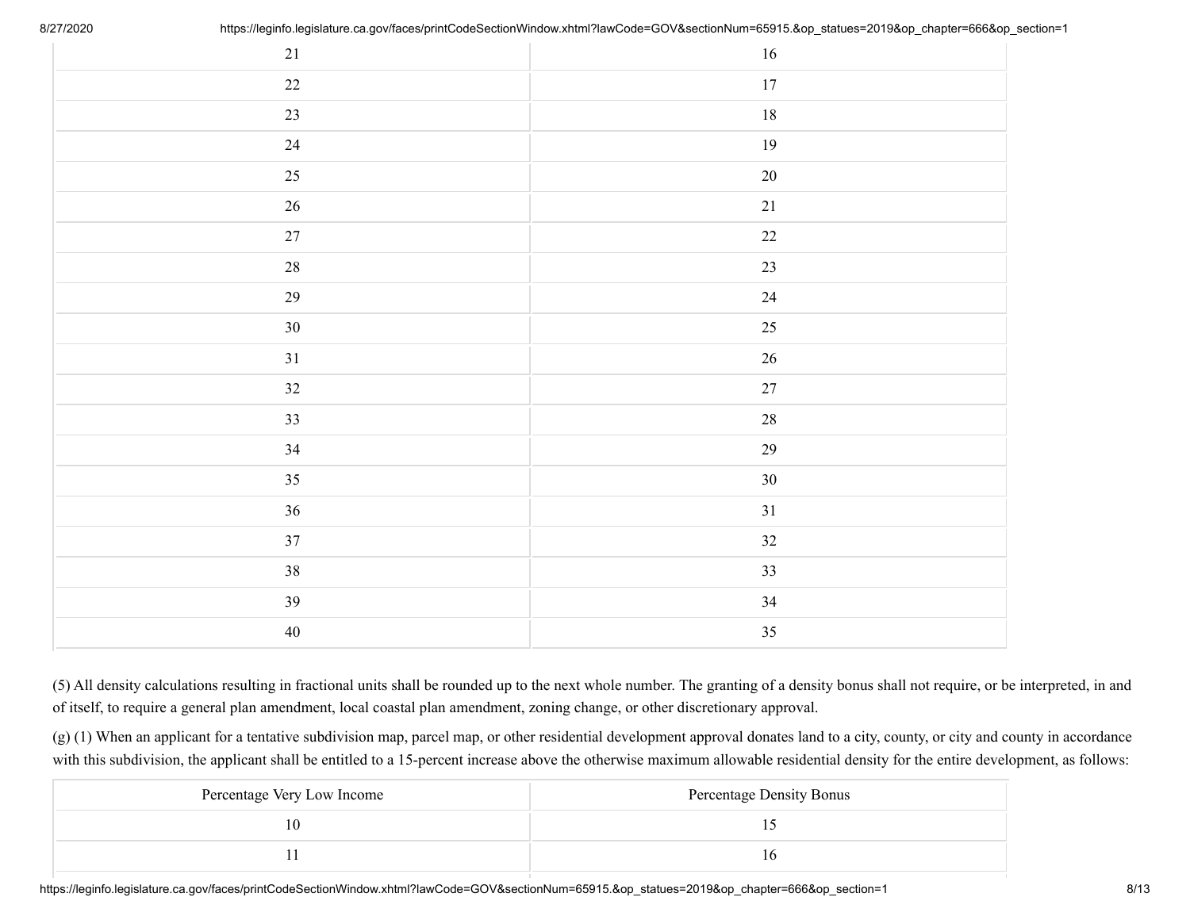| | |
|---|---|
| 21 | 16 |
| 22 | 17 |
| 23 | 18 |
| 24 | 19 |
| 25 | 20 |
| 26 | 21 |
| 27 | 22 |
| 28 | 23 |
| 29 | 24 |
| 30 | 25 |
| 31 | 26 |
| 32 | 27 |
| 33 | 28 |
| 34 | 29 |
| 35 | 30 |
| 36 | 31 |
| 37 | 32 |
| 38 | 33 |
| 39 | 34 |
| 40 | 35 |

(5) All density calculations resulting in fractional units shall be rounded up to the next whole number. The granting of a density bonus shall not require, or be interpreted, in and of itself, to require a general plan amendment, local coastal plan amendment, zoning change, or other discretionary approval.

(g) (1) When an applicant for a tentative subdivision map, parcel map, or other residential development approval donates land to a city, county, or city and county in accordance with this subdivision, the applicant shall be entitled to a 15-percent increase above the otherwise maximum allowable residential density for the entire development, as follows:

| Percentage Very Low Income | Percentage Density Bonus |
|---|---|
| 10 | 15 |
| 11 | 16 |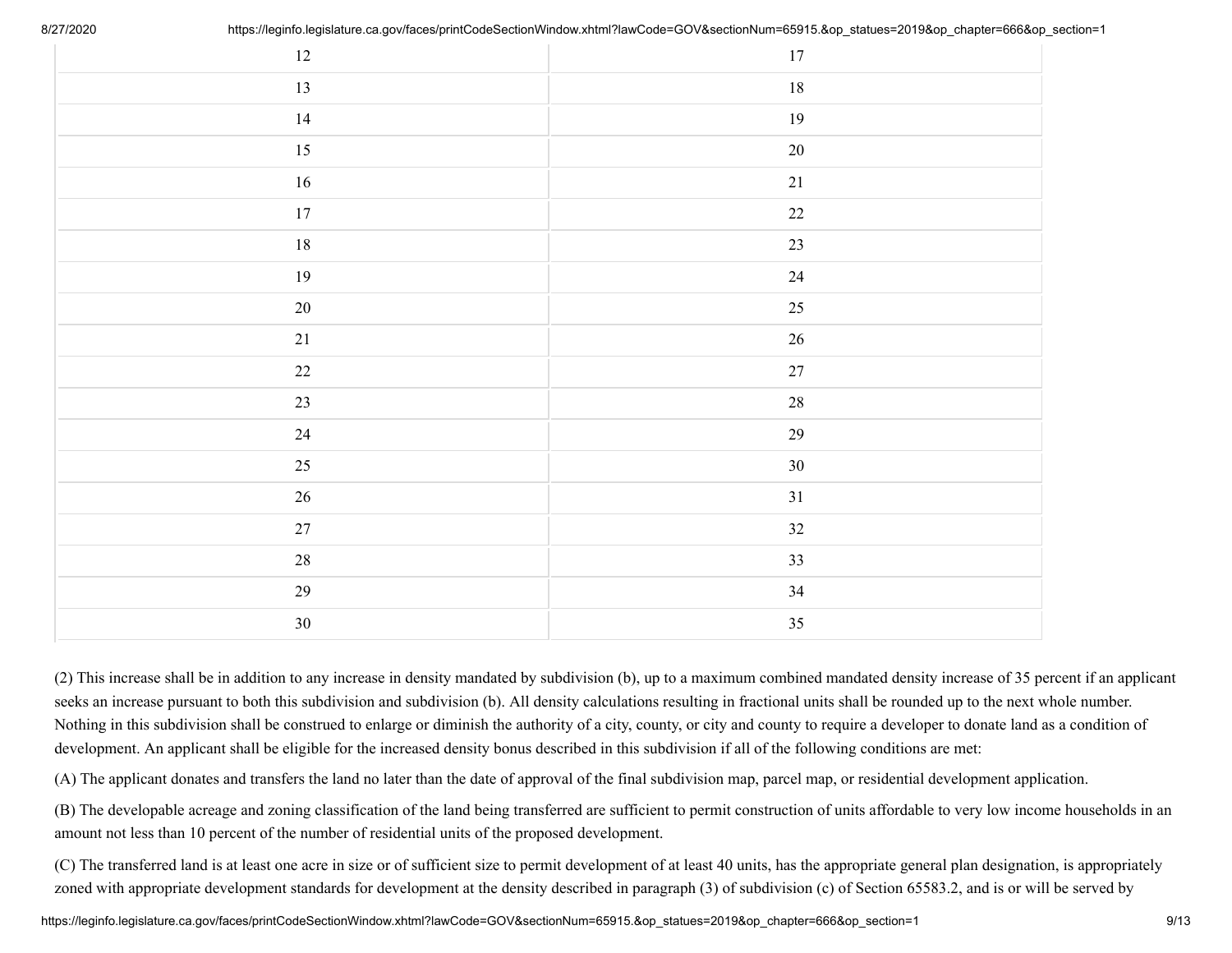| | |
|---|---|
| 12 | 17 |
| 13 | 18 |
| 14 | 19 |
| 15 | 20 |
| 16 | 21 |
| 17 | 22 |
| 18 | 23 |
| 19 | 24 |
| 20 | 25 |
| 21 | 26 |
| 22 | 27 |
| 23 | 28 |
| 24 | 29 |
| 25 | 30 |
| 26 | 31 |
| 27 | 32 |
| 28 | 33 |
| 29 | 34 |
| 30 | 35 |

(2) This increase shall be in addition to any increase in density mandated by subdivision (b), up to a maximum combined mandated density increase of 35 percent if an applicant seeks an increase pursuant to both this subdivision and subdivision (b). All density calculations resulting in fractional units shall be rounded up to the next whole number. Nothing in this subdivision shall be construed to enlarge or diminish the authority of a city, county, or city and county to require a developer to donate land as a condition of development. An applicant shall be eligible for the increased density bonus described in this subdivision if all of the following conditions are met:

(A) The applicant donates and transfers the land no later than the date of approval of the final subdivision map, parcel map, or residential development application.

(B) The developable acreage and zoning classification of the land being transferred are sufficient to permit construction of units affordable to very low income households in an amount not less than 10 percent of the number of residential units of the proposed development.

(C) The transferred land is at least one acre in size or of sufficient size to permit development of at least 40 units, has the appropriate general plan designation, is appropriately zoned with appropriate development standards for development at the density described in paragraph (3) of subdivision (c) of Section 65583.2, and is or will be served by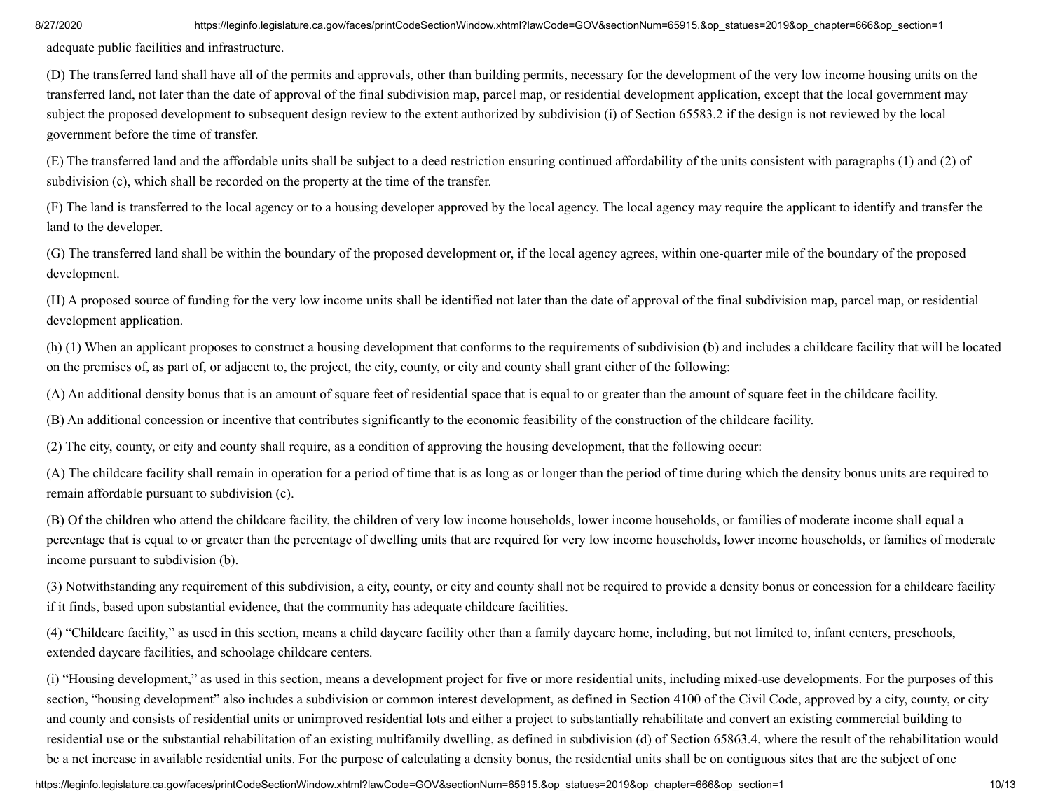adequate public facilities and infrastructure.

(D) The transferred land shall have all of the permits and approvals, other than building permits, necessary for the development of the very low income housing units on the transferred land, not later than the date of approval of the final subdivision map, parcel map, or residential development application, except that the local government may subject the proposed development to subsequent design review to the extent authorized by subdivision (i) of Section 65583.2 if the design is not reviewed by the local government before the time of transfer.

(E) The transferred land and the affordable units shall be subject to a deed restriction ensuring continued affordability of the units consistent with paragraphs (1) and (2) of subdivision (c), which shall be recorded on the property at the time of the transfer.

(F) The land is transferred to the local agency or to a housing developer approved by the local agency. The local agency may require the applicant to identify and transfer the land to the developer.

(G) The transferred land shall be within the boundary of the proposed development or, if the local agency agrees, within one-quarter mile of the boundary of the proposed development.

(H) A proposed source of funding for the very low income units shall be identified not later than the date of approval of the final subdivision map, parcel map, or residential development application.

(h) (1) When an applicant proposes to construct a housing development that conforms to the requirements of subdivision (b) and includes a childcare facility that will be located on the premises of, as part of, or adjacent to, the project, the city, county, or city and county shall grant either of the following:

(A) An additional density bonus that is an amount of square feet of residential space that is equal to or greater than the amount of square feet in the childcare facility.

(B) An additional concession or incentive that contributes significantly to the economic feasibility of the construction of the childcare facility.

(2) The city, county, or city and county shall require, as a condition of approving the housing development, that the following occur:

(A) The childcare facility shall remain in operation for a period of time that is as long as or longer than the period of time during which the density bonus units are required to remain affordable pursuant to subdivision (c).

(B) Of the children who attend the childcare facility, the children of very low income households, lower income households, or families of moderate income shall equal a percentage that is equal to or greater than the percentage of dwelling units that are required for very low income households, lower income households, or families of moderate income pursuant to subdivision (b).

(3) Notwithstanding any requirement of this subdivision, a city, county, or city and county shall not be required to provide a density bonus or concession for a childcare facility if it finds, based upon substantial evidence, that the community has adequate childcare facilities.

(4) "Childcare facility," as used in this section, means a child daycare facility other than a family daycare home, including, but not limited to, infant centers, preschools, extended daycare facilities, and schoolage childcare centers.

(i) "Housing development," as used in this section, means a development project for five or more residential units, including mixed-use developments. For the purposes of this section, "housing development" also includes a subdivision or common interest development, as defined in Section 4100 of the Civil Code, approved by a city, county, or city and county and consists of residential units or unimproved residential lots and either a project to substantially rehabilitate and convert an existing commercial building to residential use or the substantial rehabilitation of an existing multifamily dwelling, as defined in subdivision (d) of Section 65863.4, where the result of the rehabilitation would be a net increase in available residential units. For the purpose of calculating a density bonus, the residential units shall be on contiguous sites that are the subject of one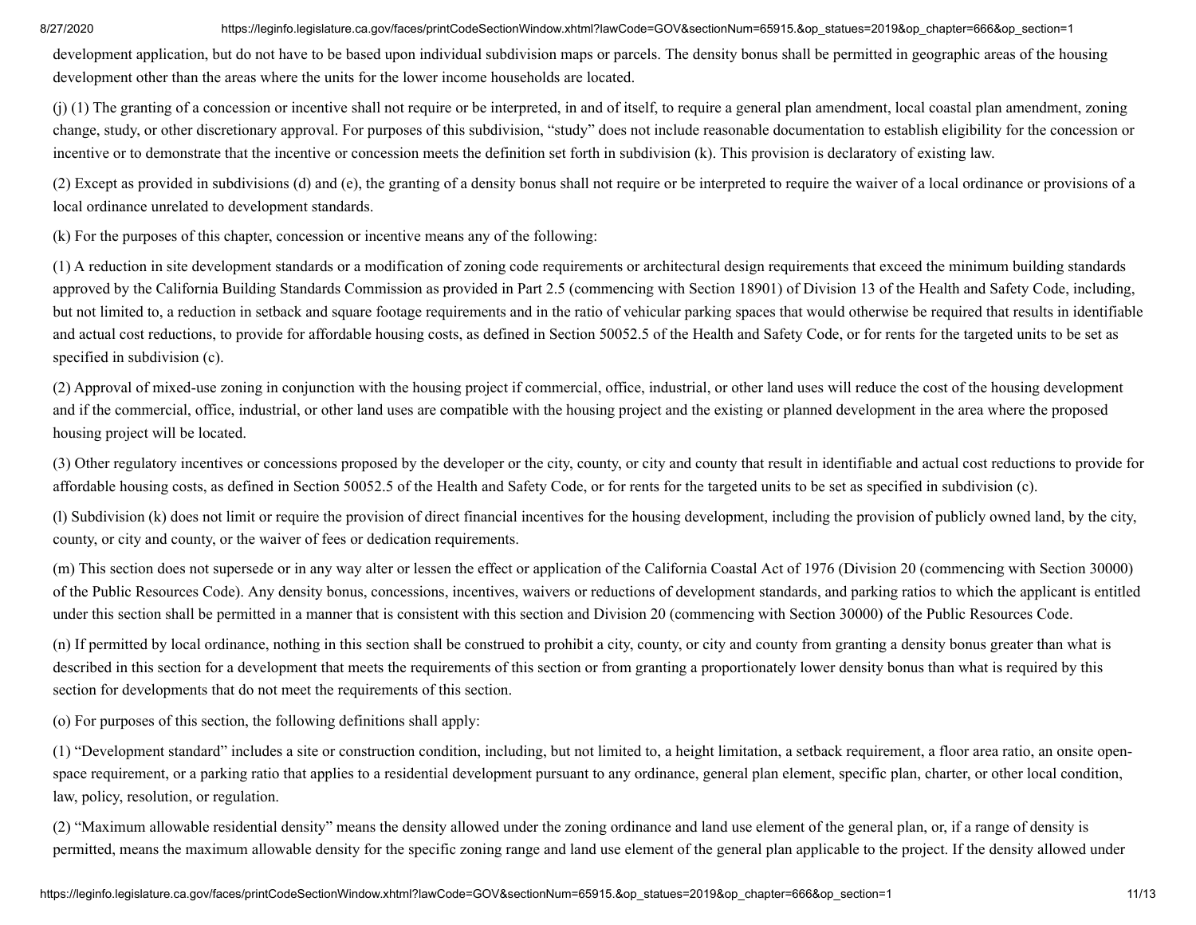development application, but do not have to be based upon individual subdivision maps or parcels. The density bonus shall be permitted in geographic areas of the housing development other than the areas where the units for the lower income households are located.

(j) (1) The granting of a concession or incentive shall not require or be interpreted, in and of itself, to require a general plan amendment, local coastal plan amendment, zoning change, study, or other discretionary approval. For purposes of this subdivision, "study" does not include reasonable documentation to establish eligibility for the concession or incentive or to demonstrate that the incentive or concession meets the definition set forth in subdivision (k). This provision is declaratory of existing law.

(2) Except as provided in subdivisions (d) and (e), the granting of a density bonus shall not require or be interpreted to require the waiver of a local ordinance or provisions of a local ordinance unrelated to development standards.

(k) For the purposes of this chapter, concession or incentive means any of the following:

(1) A reduction in site development standards or a modification of zoning code requirements or architectural design requirements that exceed the minimum building standards approved by the California Building Standards Commission as provided in Part 2.5 (commencing with Section 18901) of Division 13 of the Health and Safety Code, including, but not limited to, a reduction in setback and square footage requirements and in the ratio of vehicular parking spaces that would otherwise be required that results in identifiable and actual cost reductions, to provide for affordable housing costs, as defined in Section 50052.5 of the Health and Safety Code, or for rents for the targeted units to be set as specified in subdivision (c).

(2) Approval of mixed-use zoning in conjunction with the housing project if commercial, office, industrial, or other land uses will reduce the cost of the housing development and if the commercial, office, industrial, or other land uses are compatible with the housing project and the existing or planned development in the area where the proposed housing project will be located.

(3) Other regulatory incentives or concessions proposed by the developer or the city, county, or city and county that result in identifiable and actual cost reductions to provide for affordable housing costs, as defined in Section 50052.5 of the Health and Safety Code, or for rents for the targeted units to be set as specified in subdivision (c).

(l) Subdivision (k) does not limit or require the provision of direct financial incentives for the housing development, including the provision of publicly owned land, by the city, county, or city and county, or the waiver of fees or dedication requirements.

(m) This section does not supersede or in any way alter or lessen the effect or application of the California Coastal Act of 1976 (Division 20 (commencing with Section 30000) of the Public Resources Code). Any density bonus, concessions, incentives, waivers or reductions of development standards, and parking ratios to which the applicant is entitled under this section shall be permitted in a manner that is consistent with this section and Division 20 (commencing with Section 30000) of the Public Resources Code.

(n) If permitted by local ordinance, nothing in this section shall be construed to prohibit a city, county, or city and county from granting a density bonus greater than what is described in this section for a development that meets the requirements of this section or from granting a proportionately lower density bonus than what is required by this section for developments that do not meet the requirements of this section.

(o) For purposes of this section, the following definitions shall apply:

(1) "Development standard" includes a site or construction condition, including, but not limited to, a height limitation, a setback requirement, a floor area ratio, an onsite open-space requirement, or a parking ratio that applies to a residential development pursuant to any ordinance, general plan element, specific plan, charter, or other local condition, law, policy, resolution, or regulation.

(2) "Maximum allowable residential density" means the density allowed under the zoning ordinance and land use element of the general plan, or, if a range of density is permitted, means the maximum allowable density for the specific zoning range and land use element of the general plan applicable to the project. If the density allowed under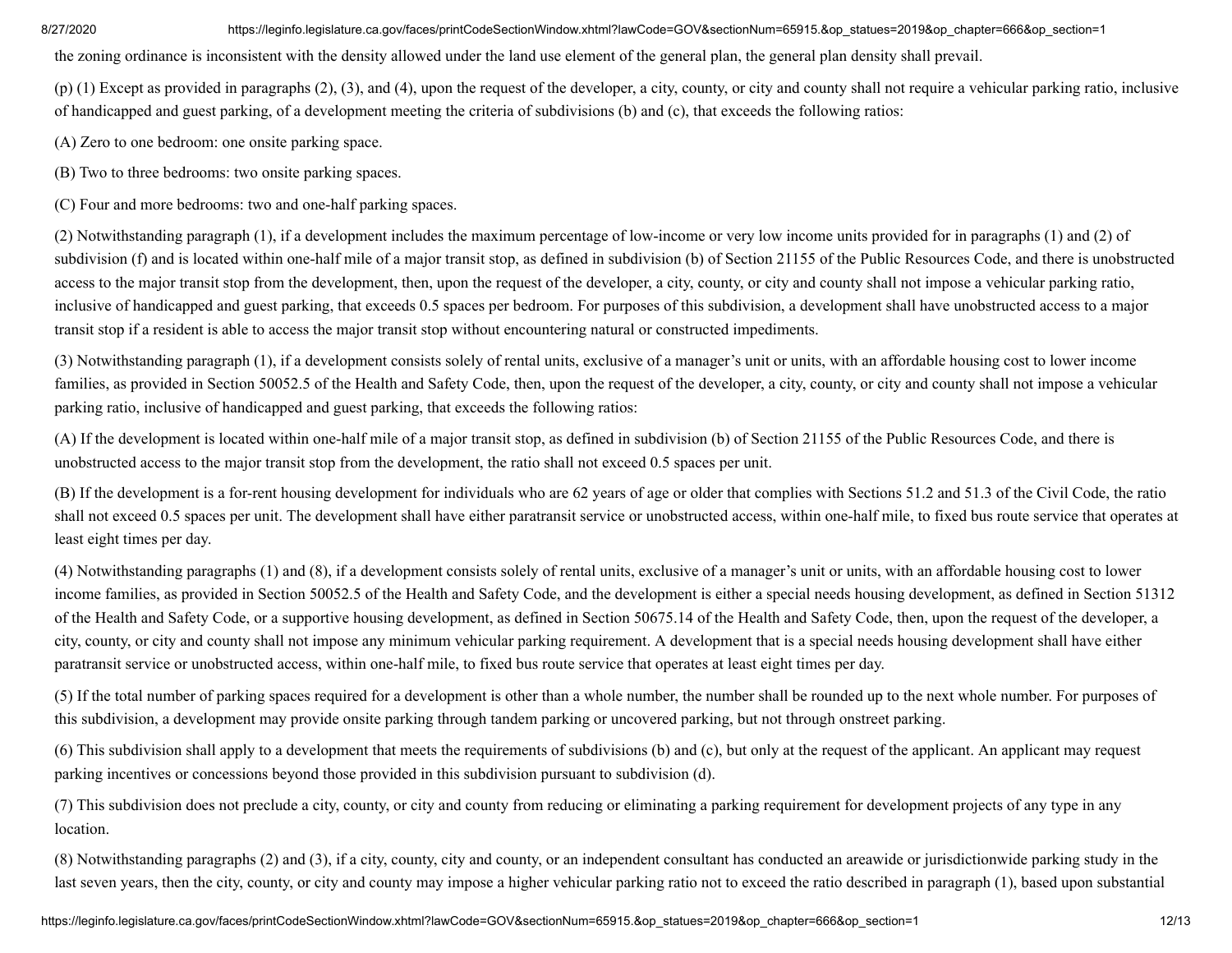the zoning ordinance is inconsistent with the density allowed under the land use element of the general plan, the general plan density shall prevail.

(p) (1) Except as provided in paragraphs (2), (3), and (4), upon the request of the developer, a city, county, or city and county shall not require a vehicular parking ratio, inclusive of handicapped and guest parking, of a development meeting the criteria of subdivisions (b) and (c), that exceeds the following ratios:

(A) Zero to one bedroom: one onsite parking space.

(B) Two to three bedrooms: two onsite parking spaces.

(C) Four and more bedrooms: two and one-half parking spaces.

(2) Notwithstanding paragraph (1), if a development includes the maximum percentage of low-income or very low income units provided for in paragraphs (1) and (2) of subdivision (f) and is located within one-half mile of a major transit stop, as defined in subdivision (b) of Section 21155 of the Public Resources Code, and there is unobstructed access to the major transit stop from the development, then, upon the request of the developer, a city, county, or city and county shall not impose a vehicular parking ratio, inclusive of handicapped and guest parking, that exceeds 0.5 spaces per bedroom. For purposes of this subdivision, a development shall have unobstructed access to a major transit stop if a resident is able to access the major transit stop without encountering natural or constructed impediments.

(3) Notwithstanding paragraph (1), if a development consists solely of rental units, exclusive of a manager's unit or units, with an affordable housing cost to lower income families, as provided in Section 50052.5 of the Health and Safety Code, then, upon the request of the developer, a city, county, or city and county shall not impose a vehicular parking ratio, inclusive of handicapped and guest parking, that exceeds the following ratios:

(A) If the development is located within one-half mile of a major transit stop, as defined in subdivision (b) of Section 21155 of the Public Resources Code, and there is unobstructed access to the major transit stop from the development, the ratio shall not exceed 0.5 spaces per unit.

(B) If the development is a for-rent housing development for individuals who are 62 years of age or older that complies with Sections 51.2 and 51.3 of the Civil Code, the ratio shall not exceed 0.5 spaces per unit. The development shall have either paratransit service or unobstructed access, within one-half mile, to fixed bus route service that operates at least eight times per day.

(4) Notwithstanding paragraphs (1) and (8), if a development consists solely of rental units, exclusive of a manager's unit or units, with an affordable housing cost to lower income families, as provided in Section 50052.5 of the Health and Safety Code, and the development is either a special needs housing development, as defined in Section 51312 of the Health and Safety Code, or a supportive housing development, as defined in Section 50675.14 of the Health and Safety Code, then, upon the request of the developer, a city, county, or city and county shall not impose any minimum vehicular parking requirement. A development that is a special needs housing development shall have either paratransit service or unobstructed access, within one-half mile, to fixed bus route service that operates at least eight times per day.

(5) If the total number of parking spaces required for a development is other than a whole number, the number shall be rounded up to the next whole number. For purposes of this subdivision, a development may provide onsite parking through tandem parking or uncovered parking, but not through onstreet parking.

(6) This subdivision shall apply to a development that meets the requirements of subdivisions (b) and (c), but only at the request of the applicant. An applicant may request parking incentives or concessions beyond those provided in this subdivision pursuant to subdivision (d).

(7) This subdivision does not preclude a city, county, or city and county from reducing or eliminating a parking requirement for development projects of any type in any location.

(8) Notwithstanding paragraphs (2) and (3), if a city, county, city and county, or an independent consultant has conducted an areawide or jurisdictionwide parking study in the last seven years, then the city, county, or city and county may impose a higher vehicular parking ratio not to exceed the ratio described in paragraph (1), based upon substantial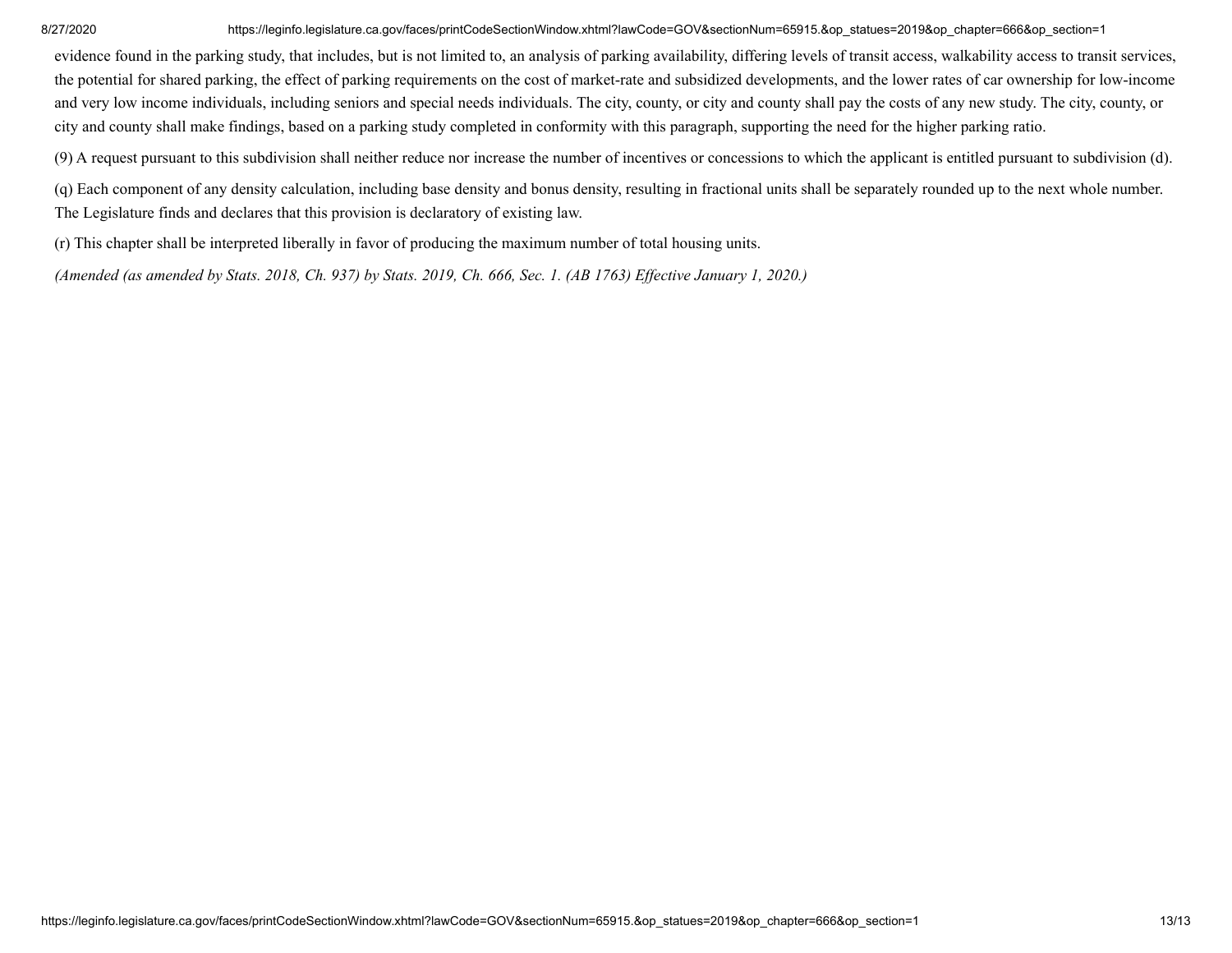evidence found in the parking study, that includes, but is not limited to, an analysis of parking availability, differing levels of transit access, walkability access to transit services, the potential for shared parking, the effect of parking requirements on the cost of market-rate and subsidized developments, and the lower rates of car ownership for low-income and very low income individuals, including seniors and special needs individuals. The city, county, or city and county shall pay the costs of any new study. The city, county, or city and county shall make findings, based on a parking study completed in conformity with this paragraph, supporting the need for the higher parking ratio.

(9) A request pursuant to this subdivision shall neither reduce nor increase the number of incentives or concessions to which the applicant is entitled pursuant to subdivision (d).

(q) Each component of any density calculation, including base density and bonus density, resulting in fractional units shall be separately rounded up to the next whole number. The Legislature finds and declares that this provision is declaratory of existing law.

(r) This chapter shall be interpreted liberally in favor of producing the maximum number of total housing units.

*(Amended (as amended by Stats. 2018, Ch. 937) by Stats. 2019, Ch. 666, Sec. 1. (AB 1763) Effective January 1, 2020.)*